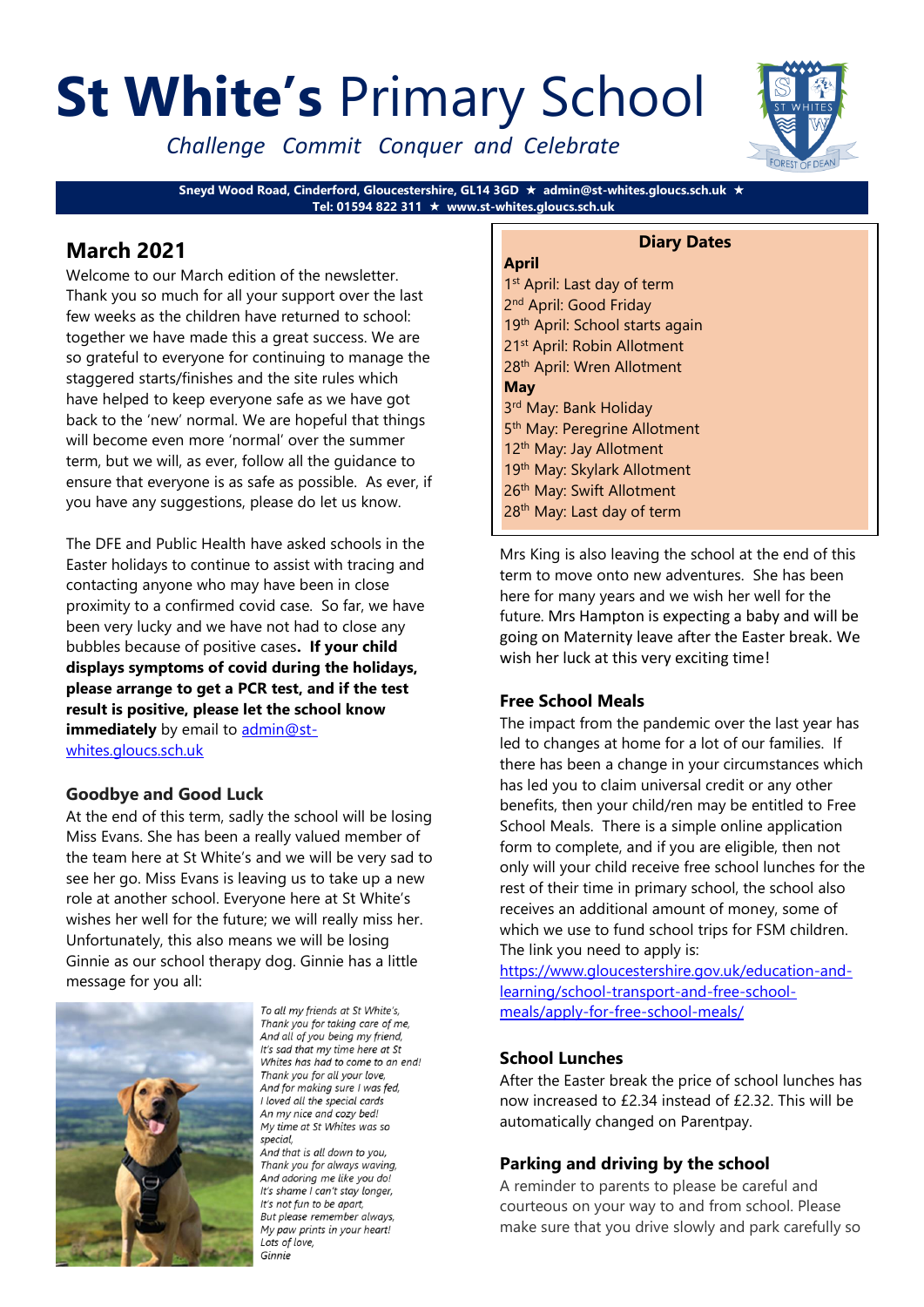# St White's Primary School

*Challenge Commit Conquer and Celebrate*

**Sneyd Wood Road, Cinderford, Gloucestershire, GL14 3GD ★ admin@st-whites.gloucs.sch.uk ★ Tel: 01594 822 311 ★ www.st-whites.gloucs.sch.uk**

## March 2021

Welcome to our March edition of the newsletter. Thank you so much for all your support over the last few weeks as the children have returned to school: together we have made this a great success. We are so grateful to everyone for continuing to manage the staggered starts/finishes and the site rules which have helped to keep everyone safe as we have got back to the 'new' normal. We are hopeful that things will become even more 'normal' over the summer term, but we will, as ever, follow all the guidance to ensure that everyone is as safe as possible. As ever, if you have any suggestions, please do let us know.

The DFE and Public Health have asked schools in the Easter holidays to continue to assist with tracing and contacting anyone who may have been in close proximity to a confirmed covid case. So far, we have been very lucky and we have not had to close any bubbles because of positive cases**. If your child displays symptoms of covid during the holidays, please arrange to get a PCR test, and if the test result is positive, please let the school know immediately** by email to admin@st-whites.gloucs.sch.uk

### Goodbye and Good Luck

At the end of this term, sadly the school will be losing Miss Evans. She has been a really valued member of the team here at St White's and we will be very sad to see her go. Miss Evans is leaving us to take up a new role at another school. Everyone here at St White's wishes her well for the future; we will really miss her. Unfortunately, this also means we will be losing Ginnie as our school therapy dog. Ginnie has a little message for you all:

*To all my friends at St White's,*
*Thank you for taking care of me,*
*And all of you being my friend,*
*It's sad that my time here at St Whites has had to come to an end!*
*Thank you for all your love,*
*And for making sure I was fed,*
*I loved all the special cards*
*An my nice and cozy bed!*
*My time at St Whites was so special,*
*And that is all down to you,*
*Thank you for always waving,*
*And adoring me like you do!*
*It's shame I can't stay longer,*
*It's not fun to be apart,*
*But please remember always,*
*My paw prints in your heart!*
*Lots of love,*
*Ginnie*

### Diary Dates

**April**

- 1st April: Last day of term
- 2nd April: Good Friday
- 19th April: School starts again
- 21st April: Robin Allotment
- 28th April: Wren Allotment

**May**

- 3rd May: Bank Holiday
- 5th May: Peregrine Allotment
- 12th May: Jay Allotment
- 19th May: Skylark Allotment
- 26th May: Swift Allotment
- 28th May: Last day of term

Mrs King is also leaving the school at the end of this term to move onto new adventures. She has been here for many years and we wish her well for the future. Mrs Hampton is expecting a baby and will be going on Maternity leave after the Easter break. We wish her luck at this very exciting time!

### Free School Meals

The impact from the pandemic over the last year has led to changes at home for a lot of our families. If there has been a change in your circumstances which has led you to claim universal credit or any other benefits, then your child/ren may be entitled to Free School Meals. There is a simple online application form to complete, and if you are eligible, then not only will your child receive free school lunches for the rest of their time in primary school, the school also receives an additional amount of money, some of which we use to fund school trips for FSM children. The link you need to apply is:
https://www.gloucestershire.gov.uk/education-and-learning/school-transport-and-free-school-meals/apply-for-free-school-meals/

### School Lunches

After the Easter break the price of school lunches has now increased to £2.34 instead of £2.32. This will be automatically changed on Parentpay.

### Parking and driving by the school

A reminder to parents to please be careful and courteous on your way to and from school. Please make sure that you drive slowly and park carefully so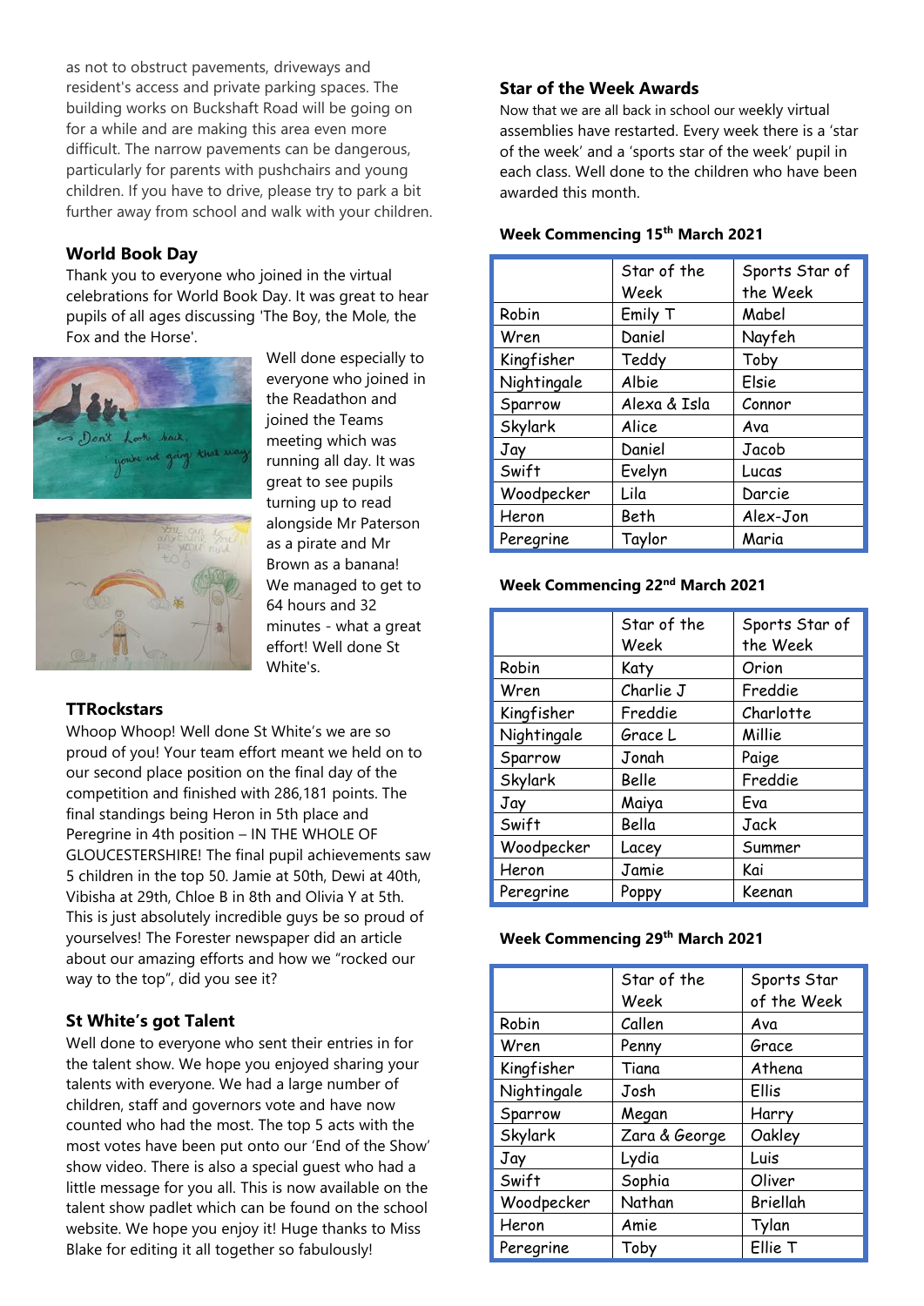as not to obstruct pavements, driveways and resident's access and private parking spaces. The building works on Buckshaft Road will be going on for a while and are making this area even more difficult. The narrow pavements can be dangerous, particularly for parents with pushchairs and young children. If you have to drive, please try to park a bit further away from school and walk with your children.

## World Book Day

Thank you to everyone who joined in the virtual celebrations for World Book Day. It was great to hear pupils of all ages discussing 'The Boy, the Mole, the Fox and the Horse'.

Well done especially to everyone who joined in the Readathon and joined the Teams meeting which was running all day. It was great to see pupils turning up to read alongside Mr Paterson as a pirate and Mr Brown as a banana! We managed to get to 64 hours and 32 minutes - what a great effort! Well done St White's.

## TTRockstars

Whoop Whoop! Well done St White's we are so proud of you! Your team effort meant we held on to our second place position on the final day of the competition and finished with 286,181 points. The final standings being Heron in 5th place and Peregrine in 4th position – IN THE WHOLE OF GLOUCESTERSHIRE! The final pupil achievements saw 5 children in the top 50. Jamie at 50th, Dewi at 40th, Vibisha at 29th, Chloe B in 8th and Olivia Y at 5th. This is just absolutely incredible guys be so proud of yourselves! The Forester newspaper did an article about our amazing efforts and how we "rocked our way to the top", did you see it?

## St White's got Talent

Well done to everyone who sent their entries in for the talent show. We hope you enjoyed sharing your talents with everyone. We had a large number of children, staff and governors vote and have now counted who had the most. The top 5 acts with the most votes have been put onto our 'End of the Show' show video. There is also a special guest who had a little message for you all. This is now available on the talent show padlet which can be found on the school website. We hope you enjoy it! Huge thanks to Miss Blake for editing it all together so fabulously!

## Star of the Week Awards

Now that we are all back in school our weekly virtual assemblies have restarted. Every week there is a 'star of the week' and a 'sports star of the week' pupil in each class. Well done to the children who have been awarded this month.

### Week Commencing 15th March 2021

| | Star of the Week | Sports Star of the Week |
|---|---|---|
| Robin | Emily T | Mabel |
| Wren | Daniel | Nayfeh |
| Kingfisher | Teddy | Toby |
| Nightingale | Albie | Elsie |
| Sparrow | Alexa & Isla | Connor |
| Skylark | Alice | Ava |
| Jay | Daniel | Jacob |
| Swift | Evelyn | Lucas |
| Woodpecker | Lila | Darcie |
| Heron | Beth | Alex-Jon |
| Peregrine | Taylor | Maria |

### Week Commencing 22nd March 2021

| | Star of the Week | Sports Star of the Week |
|---|---|---|
| Robin | Katy | Orion |
| Wren | Charlie J | Freddie |
| Kingfisher | Freddie | Charlotte |
| Nightingale | Grace L | Millie |
| Sparrow | Jonah | Paige |
| Skylark | Belle | Freddie |
| Jay | Maiya | Eva |
| Swift | Bella | Jack |
| Woodpecker | Lacey | Summer |
| Heron | Jamie | Kai |
| Peregrine | Poppy | Keenan |

### Week Commencing 29th March 2021

| | Star of the Week | Sports Star of the Week |
|---|---|---|
| Robin | Callen | Ava |
| Wren | Penny | Grace |
| Kingfisher | Tiana | Athena |
| Nightingale | Josh | Ellis |
| Sparrow | Megan | Harry |
| Skylark | Zara & George | Oakley |
| Jay | Lydia | Luis |
| Swift | Sophia | Oliver |
| Woodpecker | Nathan | Briellah |
| Heron | Amie | Tylan |
| Peregrine | Toby | Ellie T |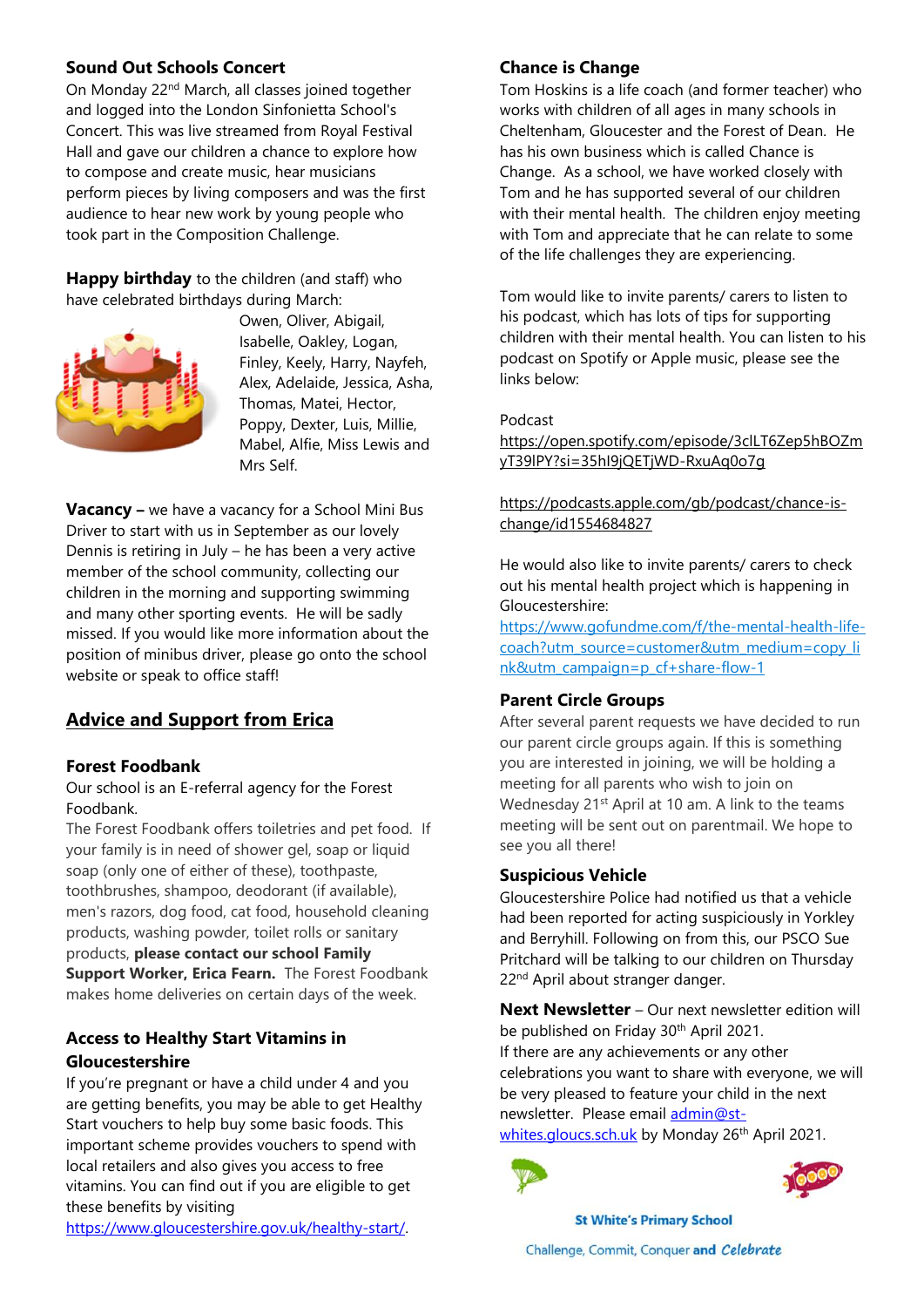## Sound Out Schools Concert

On Monday 22nd March, all classes joined together and logged into the London Sinfonietta School's Concert. This was live streamed from Royal Festival Hall and gave our children a chance to explore how to compose and create music, hear musicians perform pieces by living composers and was the first audience to hear new work by young people who took part in the Composition Challenge.

**Happy birthday** to the children (and staff) who have celebrated birthdays during March:

Owen, Oliver, Abigail, Isabelle, Oakley, Logan, Finley, Keely, Harry, Nayfeh, Alex, Adelaide, Jessica, Asha, Thomas, Matei, Hector, Poppy, Dexter, Luis, Millie, Mabel, Alfie, Miss Lewis and Mrs Self.

**Vacancy –** we have a vacancy for a School Mini Bus Driver to start with us in September as our lovely Dennis is retiring in July – he has been a very active member of the school community, collecting our children in the morning and supporting swimming and many other sporting events. He will be sadly missed. If you would like more information about the position of minibus driver, please go onto the school website or speak to office staff!

## Advice and Support from Erica

### Forest Foodbank

Our school is an E-referral agency for the Forest Foodbank.

The Forest Foodbank offers toiletries and pet food. If your family is in need of shower gel, soap or liquid soap (only one of either of these), toothpaste, toothbrushes, shampoo, deodorant (if available), men's razors, dog food, cat food, household cleaning products, washing powder, toilet rolls or sanitary products, **please contact our school Family Support Worker, Erica Fearn.** The Forest Foodbank makes home deliveries on certain days of the week.

### Access to Healthy Start Vitamins in Gloucestershire

If you're pregnant or have a child under 4 and you are getting benefits, you may be able to get Healthy Start vouchers to help buy some basic foods. This important scheme provides vouchers to spend with local retailers and also gives you access to free vitamins. You can find out if you are eligible to get these benefits by visiting https://www.gloucestershire.gov.uk/healthy-start/.

## Chance is Change

Tom Hoskins is a life coach (and former teacher) who works with children of all ages in many schools in Cheltenham, Gloucester and the Forest of Dean. He has his own business which is called Chance is Change. As a school, we have worked closely with Tom and he has supported several of our children with their mental health. The children enjoy meeting with Tom and appreciate that he can relate to some of the life challenges they are experiencing.

Tom would like to invite parents/ carers to listen to his podcast, which has lots of tips for supporting children with their mental health. You can listen to his podcast on Spotify or Apple music, please see the links below:

Podcast
https://open.spotify.com/episode/3clLT6Zep5hBOZmyT39lPY?si=35hl9jQETjWD-RxuAq0o7g

https://podcasts.apple.com/gb/podcast/chance-is-change/id1554684827

He would also like to invite parents/ carers to check out his mental health project which is happening in Gloucestershire:
https://www.gofundme.com/f/the-mental-health-life-coach?utm_source=customer&utm_medium=copy_link&utm_campaign=p_cf+share-flow-1

## Parent Circle Groups

After several parent requests we have decided to run our parent circle groups again. If this is something you are interested in joining, we will be holding a meeting for all parents who wish to join on Wednesday 21st April at 10 am. A link to the teams meeting will be sent out on parentmail. We hope to see you all there!

## Suspicious Vehicle

Gloucestershire Police had notified us that a vehicle had been reported for acting suspiciously in Yorkley and Berryhill. Following on from this, our PSCO Sue Pritchard will be talking to our children on Thursday 22nd April about stranger danger.

**Next Newsletter** – Our next newsletter edition will be published on Friday 30th April 2021.
If there are any achievements or any other celebrations you want to share with everyone, we will be very pleased to feature your child in the next newsletter. Please email admin@st-whites.gloucs.sch.uk by Monday 26th April 2021.

St White's Primary School

Challenge, Commit, Conquer and *Celebrate*